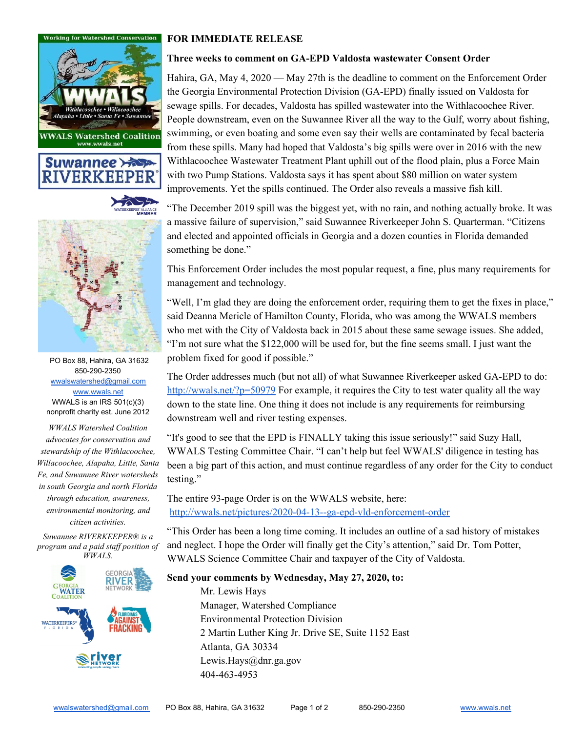**FOR IMMEDIATE RELEASE**

**Three weeks to comment on GA-EPD Valdosta wastewater Consent Order**

Hahira, GA, May 4, 2020 — May 27th is the deadline to comment on the Enforcement Order the Georgia Environmental Protection Division (GA-EPD) finally issued on Valdosta for sewage spills. For decades, Valdosta has spilled wastewater into the Withlacoochee River. People downstream, even on the Suwannee River all the way to the Gulf, worry about fishing, swimming, or even boating and some even say their wells are contaminated by fecal bacteria from these spills. Many had hoped that Valdosta's big spills were over in 2016 with the new Withlacoochee Wastewater Treatment Plant uphill out of the flood plain, plus a Force Main with two Pump Stations. Valdosta says it has spent about $80 million on water system improvements. Yet the spills continued. The Order also reveals a massive fish kill.

"The December 2019 spill was the biggest yet, with no rain, and nothing actually broke. It was a massive failure of supervision," said Suwannee Riverkeeper John S. Quarterman. "Citizens and elected and appointed officials in Georgia and a dozen counties in Florida demanded something be done."

This Enforcement Order includes the most popular request, a fine, plus many requirements for management and technology.

"Well, I'm glad they are doing the enforcement order, requiring them to get the fixes in place," said Deanna Mericle of Hamilton County, Florida, who was among the WWALS members who met with the City of Valdosta back in 2015 about these same sewage issues. She added, "I'm not sure what the $122,000 will be used for, but the fine seems small. I just want the problem fixed for good if possible."

The Order addresses much (but not all) of what Suwannee Riverkeeper asked GA-EPD to do: http://wwals.net/?p=50979 For example, it requires the City to test water quality all the way down to the state line. One thing it does not include is any requirements for reimbursing downstream well and river testing expenses.

"It's good to see that the EPD is FINALLY taking this issue seriously!" said Suzy Hall, WWALS Testing Committee Chair. "I can't help but feel WWALS' diligence in testing has been a big part of this action, and must continue regardless of any order for the City to conduct testing."

The entire 93-page Order is on the WWALS website, here:
http://wwals.net/pictures/2020-04-13--ga-epd-vld-enforcement-order

"This Order has been a long time coming. It includes an outline of a sad history of mistakes and neglect. I hope the Order will finally get the City's attention," said Dr. Tom Potter, WWALS Science Committee Chair and taxpayer of the City of Valdosta.

**Send your comments by Wednesday, May 27, 2020, to:**

Mr. Lewis Hays
Manager, Watershed Compliance
Environmental Protection Division
2 Martin Luther King Jr. Drive SE, Suite 1152 East
Atlanta, GA 30334
Lewis.Hays@dnr.ga.gov
404-463-4953

---

Working for Watershed Conservation

WWALS Watershed Coalition
www.wwals.net

Suwannee RIVERKEEPER

WATERKEEPER ALLIANCE MEMBER

PO Box 88, Hahira, GA 31632
850-290-2350
wwalswatershed@gmail.com
www.wwals.net
WWALS is an IRS 501(c)(3) nonprofit charity est. June 2012

*WWALS Watershed Coalition advocates for conservation and stewardship of the Withlacoochee, Willacoochee, Alapaha, Little, Santa Fe, and Suwannee River watersheds in south Georgia and north Florida through education, awareness, environmental monitoring, and citizen activities.*

*Suwannee RIVERKEEPER® is a program and a paid staff position of WWALS.*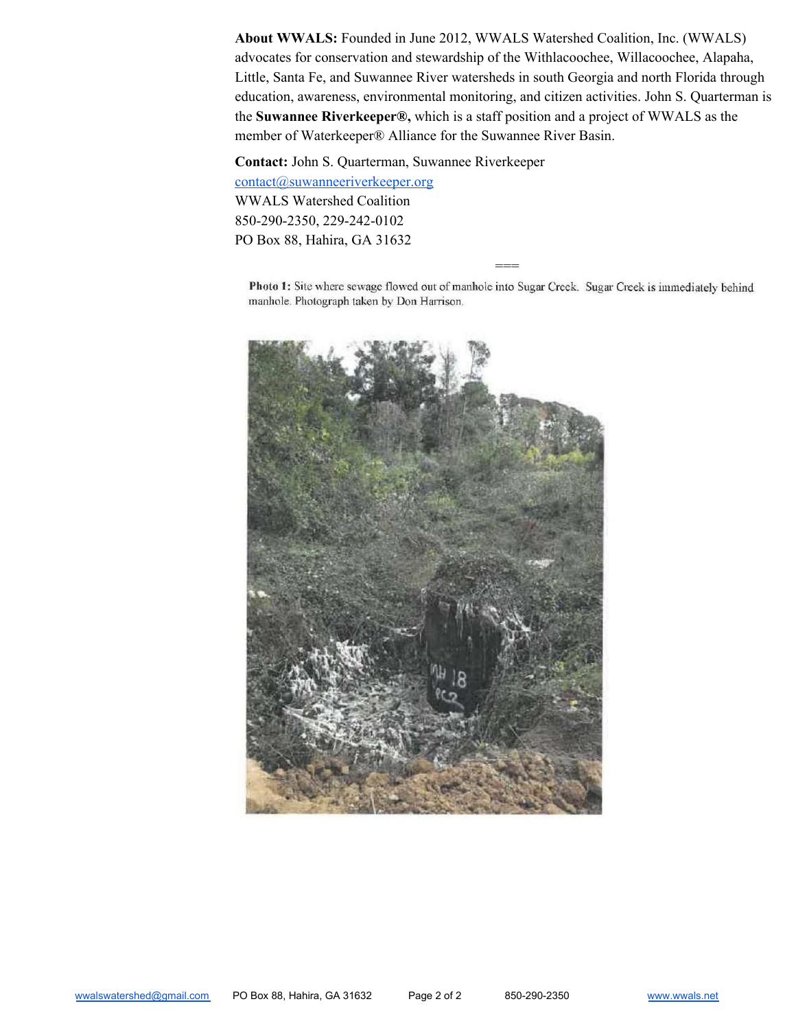**About WWALS:** Founded in June 2012, WWALS Watershed Coalition, Inc. (WWALS) advocates for conservation and stewardship of the Withlacoochee, Willacoochee, Alapaha, Little, Santa Fe, and Suwannee River watersheds in south Georgia and north Florida through education, awareness, environmental monitoring, and citizen activities. John S. Quarterman is the **Suwannee Riverkeeper®,** which is a staff position and a project of WWALS as the member of Waterkeeper® Alliance for the Suwannee River Basin.

**Contact:** John S. Quarterman, Suwannee Riverkeeper
contact@suwanneeriverkeeper.org
WWALS Watershed Coalition
850-290-2350, 229-242-0102
PO Box 88, Hahira, GA 31632

===

**Photo 1:** Site where sewage flowed out of manhole into Sugar Creek. Sugar Creek is immediately behind manhole. Photograph taken by Don Harrison.